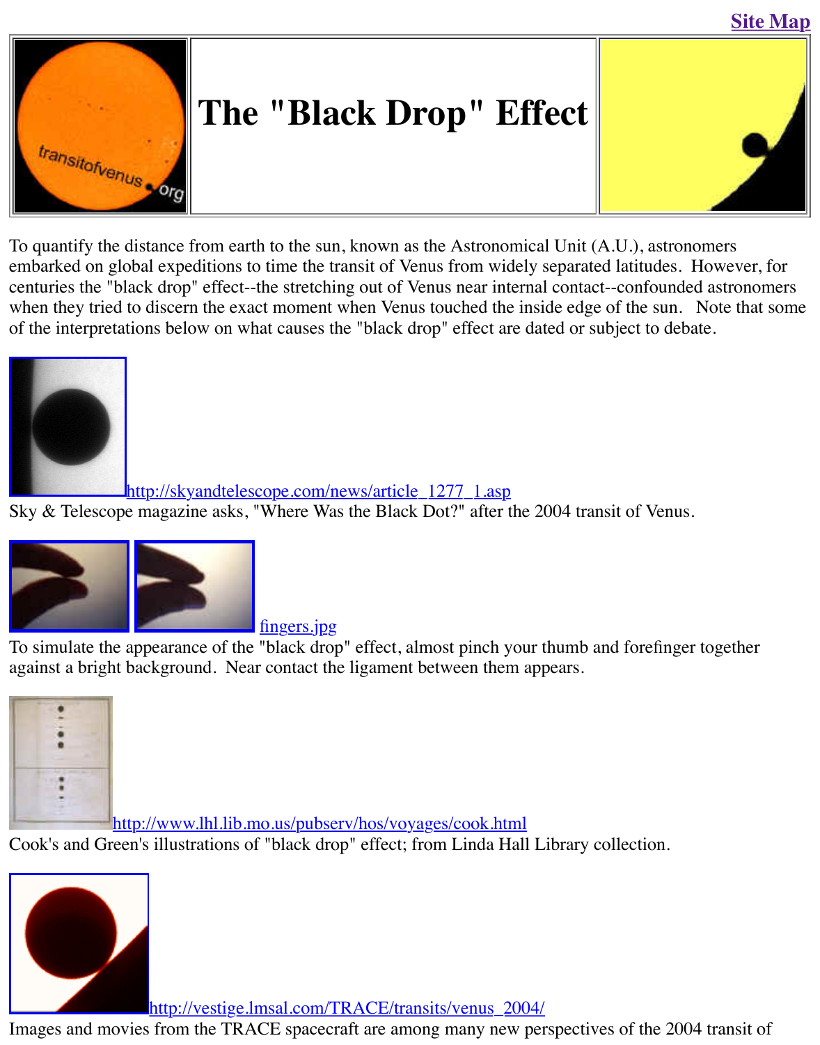Site Map

# The "Black Drop" Effect

To quantify the distance from earth to the sun, known as the Astronomical Unit (A.U.), astronomers embarked on global expeditions to time the transit of Venus from widely separated latitudes. However, for centuries the "black drop" effect--the stretching out of Venus near internal contact--confounded astronomers when they tried to discern the exact moment when Venus touched the inside edge of the sun. Note that some of the interpretations below on what causes the "black drop" effect are dated or subject to debate.

http://skyandtelescope.com/news/article_1277_1.asp

Sky & Telescope magazine asks, "Where Was the Black Dot?" after the 2004 transit of Venus.

fingers.jpg

To simulate the appearance of the "black drop" effect, almost pinch your thumb and forefinger together against a bright background. Near contact the ligament between them appears.

http://www.lhl.lib.mo.us/pubserv/hos/voyages/cook.html

Cook's and Green's illustrations of "black drop" effect; from Linda Hall Library collection.

http://vestige.lmsal.com/TRACE/transits/venus_2004/

Images and movies from the TRACE spacecraft are among many new perspectives of the 2004 transit of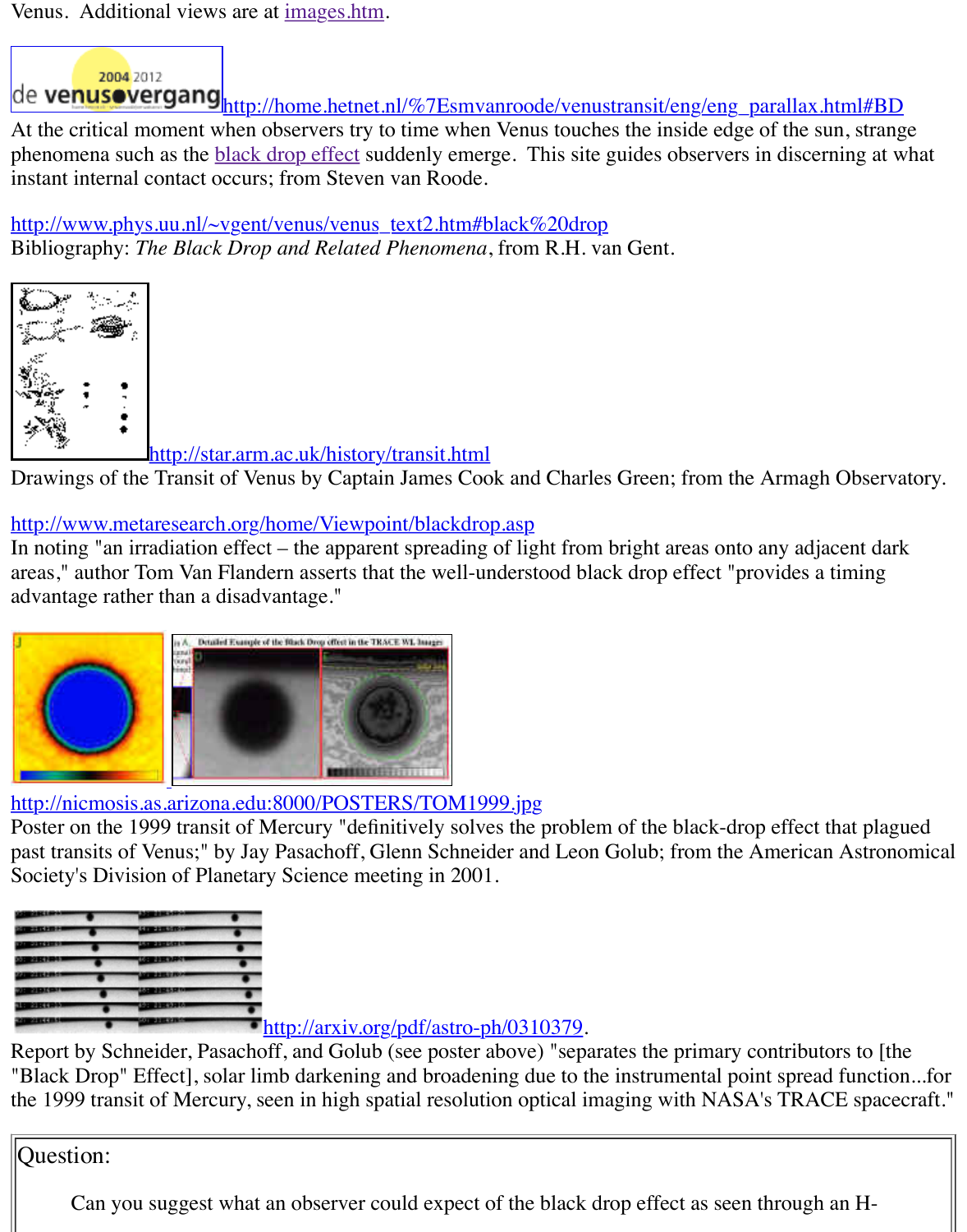Venus. Additional views are at images.htm.

http://home.hetnet.nl/%7Esmvanroode/venustransit/eng/eng_parallax.html#BD
At the critical moment when observers try to time when Venus touches the inside edge of the sun, strange phenomena such as the black drop effect suddenly emerge. This site guides observers in discerning at what instant internal contact occurs; from Steven van Roode.

http://www.phys.uu.nl/~vgent/venus/venus_text2.htm#black%20drop
Bibliography: *The Black Drop and Related Phenomena*, from R.H. van Gent.

http://star.arm.ac.uk/history/transit.html
Drawings of the Transit of Venus by Captain James Cook and Charles Green; from the Armagh Observatory.

http://www.metaresearch.org/home/Viewpoint/blackdrop.asp
In noting "an irradiation effect – the apparent spreading of light from bright areas onto any adjacent dark areas," author Tom Van Flandern asserts that the well-understood black drop effect "provides a timing advantage rather than a disadvantage."

http://nicmosis.as.arizona.edu:8000/POSTERS/TOM1999.jpg
Poster on the 1999 transit of Mercury "definitively solves the problem of the black-drop effect that plagued past transits of Venus;" by Jay Pasachoff, Glenn Schneider and Leon Golub; from the American Astronomical Society's Division of Planetary Science meeting in 2001.

http://arxiv.org/pdf/astro-ph/0310379.
Report by Schneider, Pasachoff, and Golub (see poster above) "separates the primary contributors to [the "Black Drop" Effect], solar limb darkening and broadening due to the instrumental point spread function...for the 1999 transit of Mercury, seen in high spatial resolution optical imaging with NASA's TRACE spacecraft."

Question:

Can you suggest what an observer could expect of the black drop effect as seen through an H-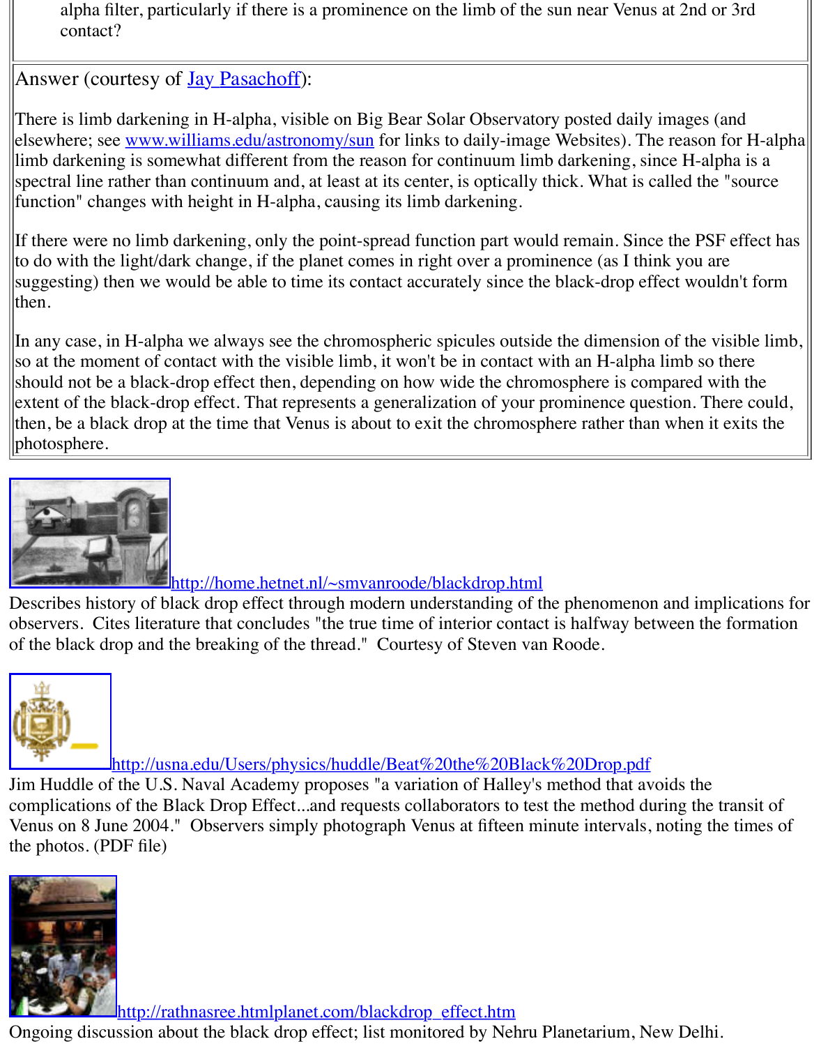alpha filter, particularly if there is a prominence on the limb of the sun near Venus at 2nd or 3rd contact?

Answer (courtesy of Jay Pasachoff):

There is limb darkening in H-alpha, visible on Big Bear Solar Observatory posted daily images (and elsewhere; see www.williams.edu/astronomy/sun for links to daily-image Websites). The reason for H-alpha limb darkening is somewhat different from the reason for continuum limb darkening, since H-alpha is a spectral line rather than continuum and, at least at its center, is optically thick. What is called the "source function" changes with height in H-alpha, causing its limb darkening.

If there were no limb darkening, only the point-spread function part would remain. Since the PSF effect has to do with the light/dark change, if the planet comes in right over a prominence (as I think you are suggesting) then we would be able to time its contact accurately since the black-drop effect wouldn't form then.

In any case, in H-alpha we always see the chromospheric spicules outside the dimension of the visible limb, so at the moment of contact with the visible limb, it won't be in contact with an H-alpha limb so there should not be a black-drop effect then, depending on how wide the chromosphere is compared with the extent of the black-drop effect. That represents a generalization of your prominence question. There could, then, be a black drop at the time that Venus is about to exit the chromosphere rather than when it exits the photosphere.

http://home.hetnet.nl/~smvanroode/blackdrop.html

Describes history of black drop effect through modern understanding of the phenomenon and implications for observers. Cites literature that concludes "the true time of interior contact is halfway between the formation of the black drop and the breaking of the thread." Courtesy of Steven van Roode.

http://usna.edu/Users/physics/huddle/Beat%20the%20Black%20Drop.pdf

Jim Huddle of the U.S. Naval Academy proposes "a variation of Halley's method that avoids the complications of the Black Drop Effect...and requests collaborators to test the method during the transit of Venus on 8 June 2004." Observers simply photograph Venus at fifteen minute intervals, noting the times of the photos. (PDF file)

http://rathnasree.htmlplanet.com/blackdrop_effect.htm

Ongoing discussion about the black drop effect; list monitored by Nehru Planetarium, New Delhi.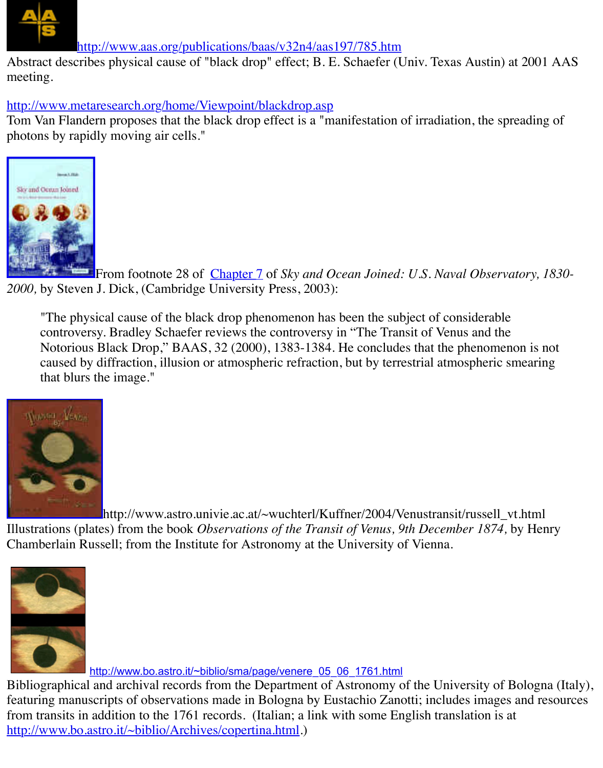http://www.aas.org/publications/baas/v32n4/aas197/785.htm
Abstract describes physical cause of "black drop" effect; B. E. Schaefer (Univ. Texas Austin) at 2001 AAS meeting.

http://www.metaresearch.org/home/Viewpoint/blackdrop.asp
Tom Van Flandern proposes that the black drop effect is a "manifestation of irradiation, the spreading of photons by rapidly moving air cells."

From footnote 28 of Chapter 7 of *Sky and Ocean Joined: U.S. Naval Observatory, 1830-2000,* by Steven J. Dick, (Cambridge University Press, 2003):

> "The physical cause of the black drop phenomenon has been the subject of considerable controversy. Bradley Schaefer reviews the controversy in "The Transit of Venus and the Notorious Black Drop," BAAS, 32 (2000), 1383-1384. He concludes that the phenomenon is not caused by diffraction, illusion or atmospheric refraction, but by terrestrial atmospheric smearing that blurs the image."

http://www.astro.univie.ac.at/~wuchterl/Kuffner/2004/Venustransit/russell_vt.html
Illustrations (plates) from the book *Observations of the Transit of Venus, 9th December 1874,* by Henry Chamberlain Russell; from the Institute for Astronomy at the University of Vienna.

http://www.bo.astro.it/~biblio/sma/page/venere_05_06_1761.html
Bibliographical and archival records from the Department of Astronomy of the University of Bologna (Italy), featuring manuscripts of observations made in Bologna by Eustachio Zanotti; includes images and resources from transits in addition to the 1761 records. (Italian; a link with some English translation is at http://www.bo.astro.it/~biblio/Archives/copertina.html.)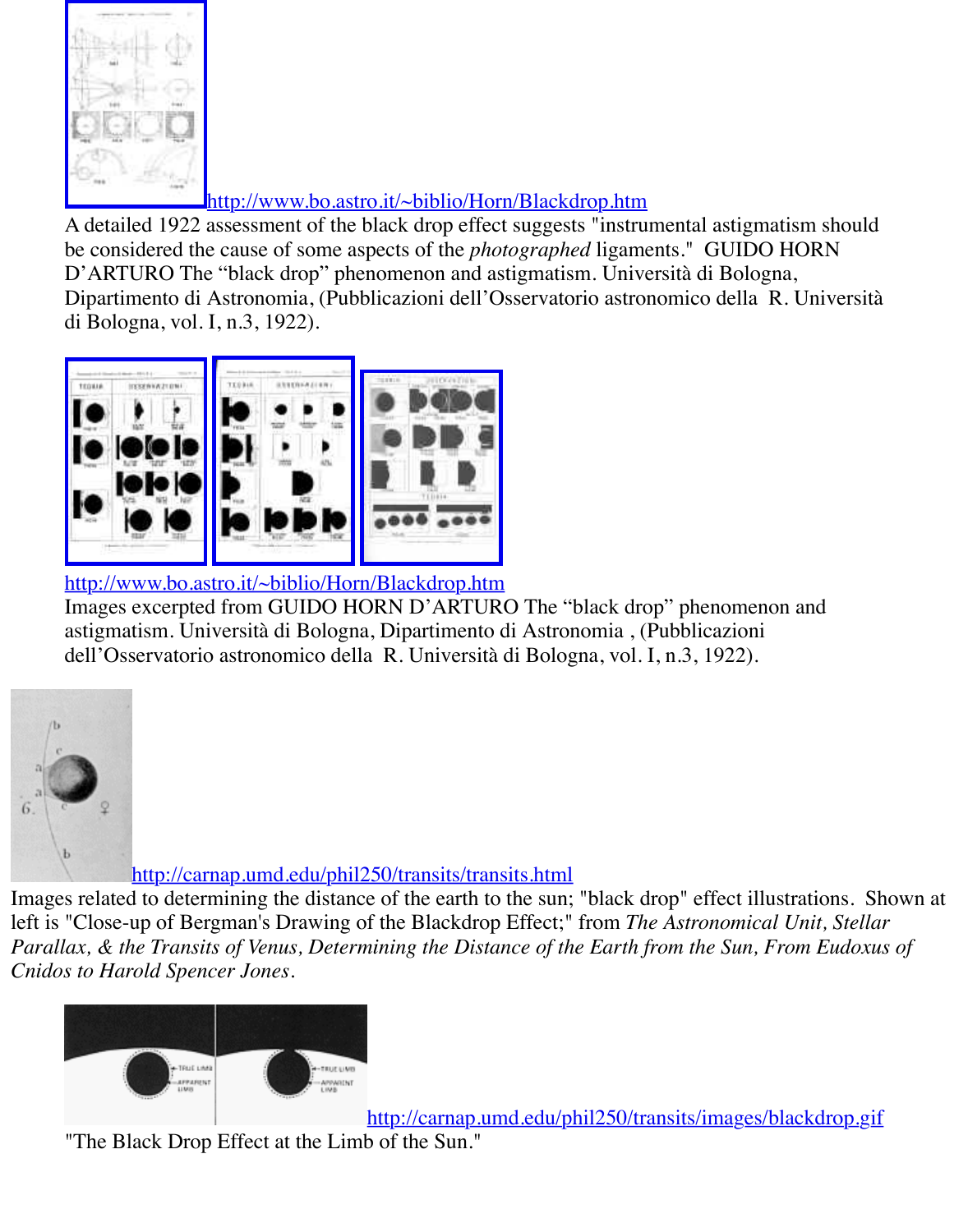http://www.bo.astro.it/~biblio/Horn/Blackdrop.htm

A detailed 1922 assessment of the black drop effect suggests "instrumental astigmatism should be considered the cause of some aspects of the *photographed* ligaments." GUIDO HORN D'ARTURO The "black drop" phenomenon and astigmatism. Università di Bologna, Dipartimento di Astronomia, (Pubblicazioni dell'Osservatorio astronomico della R. Università di Bologna, vol. I, n.3, 1922).

http://www.bo.astro.it/~biblio/Horn/Blackdrop.htm

Images excerpted from GUIDO HORN D'ARTURO The "black drop" phenomenon and astigmatism. Università di Bologna, Dipartimento di Astronomia , (Pubblicazioni dell'Osservatorio astronomico della R. Università di Bologna, vol. I, n.3, 1922).

http://carnap.umd.edu/phil250/transits/transits.html

Images related to determining the distance of the earth to the sun; "black drop" effect illustrations. Shown at left is "Close-up of Bergman's Drawing of the Blackdrop Effect;" from *The Astronomical Unit, Stellar Parallax, & the Transits of Venus, Determining the Distance of the Earth from the Sun, From Eudoxus of Cnidos to Harold Spencer Jones*.

http://carnap.umd.edu/phil250/transits/images/blackdrop.gif

"The Black Drop Effect at the Limb of the Sun."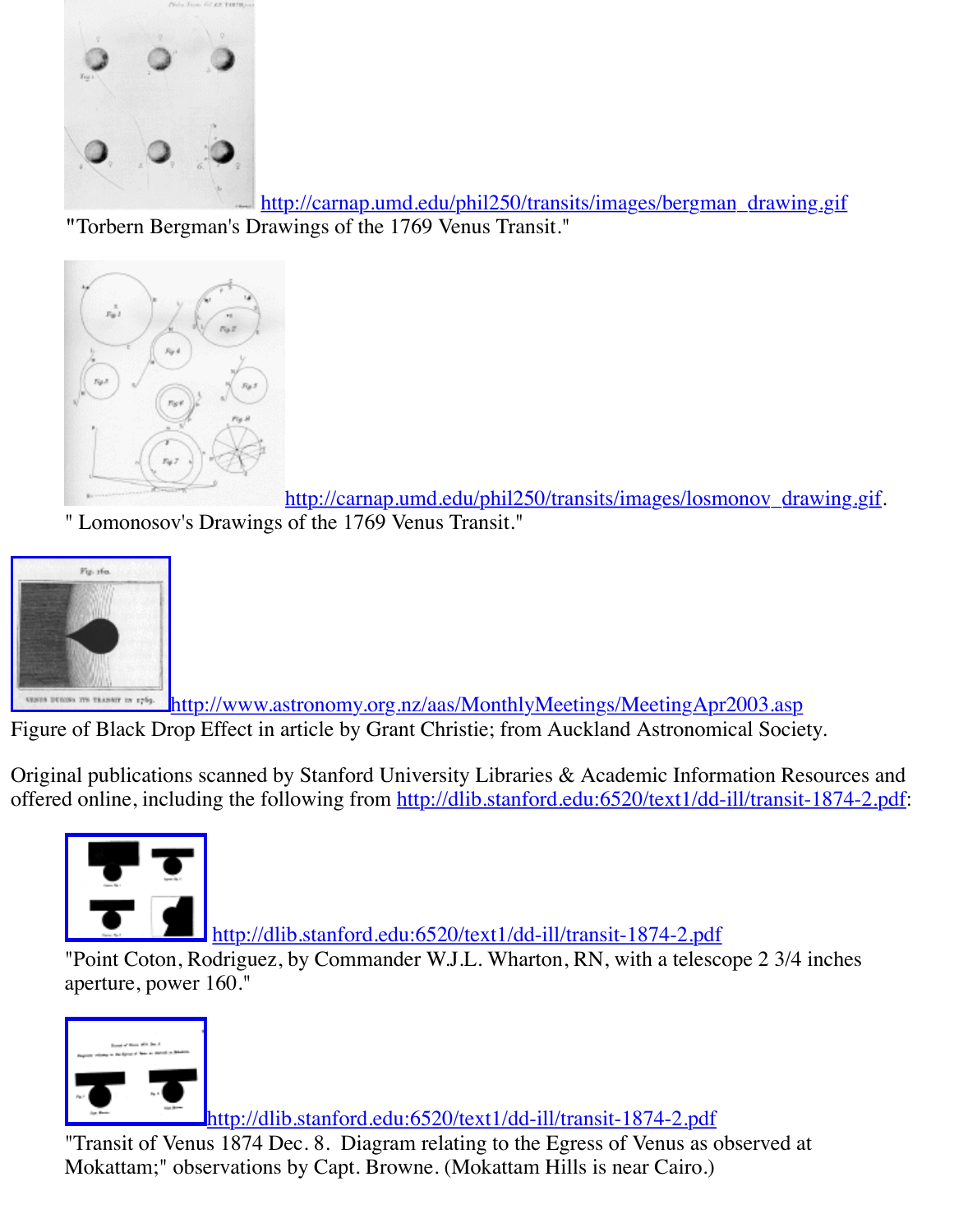http://carnap.umd.edu/phil250/transits/images/bergman_drawing.gif

"Torbern Bergman's Drawings of the 1769 Venus Transit."

http://carnap.umd.edu/phil250/transits/images/losmonov_drawing.gif.

" Lomonosov's Drawings of the 1769 Venus Transit."

http://www.astronomy.org.nz/aas/MonthlyMeetings/MeetingApr2003.asp

Figure of Black Drop Effect in article by Grant Christie; from Auckland Astronomical Society.

Original publications scanned by Stanford University Libraries & Academic Information Resources and offered online, including the following from http://dlib.stanford.edu:6520/text1/dd-ill/transit-1874-2.pdf:

http://dlib.stanford.edu:6520/text1/dd-ill/transit-1874-2.pdf

"Point Coton, Rodriguez, by Commander W.J.L. Wharton, RN, with a telescope 2 3/4 inches aperture, power 160."

http://dlib.stanford.edu:6520/text1/dd-ill/transit-1874-2.pdf

"Transit of Venus 1874 Dec. 8. Diagram relating to the Egress of Venus as observed at Mokattam;" observations by Capt. Browne. (Mokattam Hills is near Cairo.)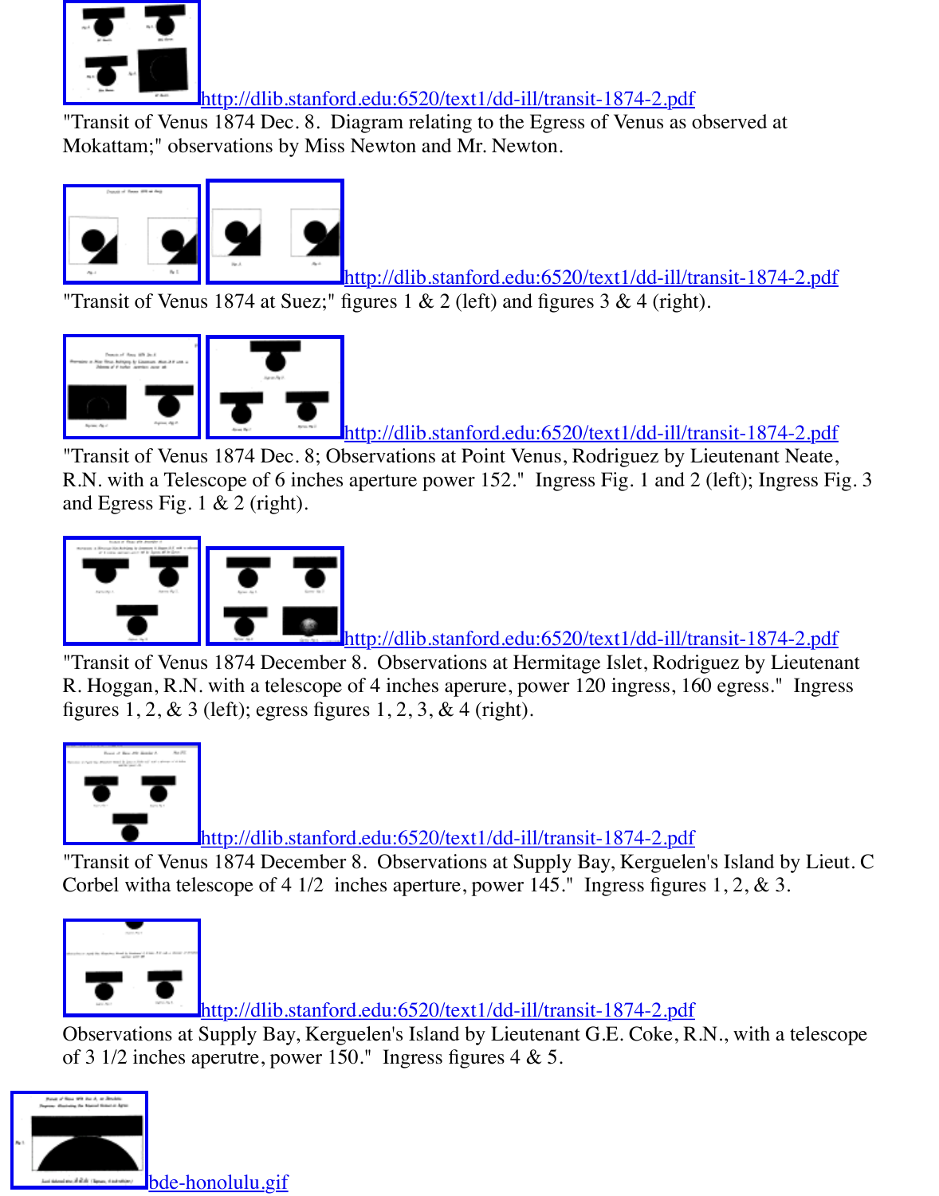http://dlib.stanford.edu:6520/text1/dd-ill/transit-1874-2.pdf

"Transit of Venus 1874 Dec. 8. Diagram relating to the Egress of Venus as observed at Mokattam;" observations by Miss Newton and Mr. Newton.

http://dlib.stanford.edu:6520/text1/dd-ill/transit-1874-2.pdf

"Transit of Venus 1874 at Suez;" figures 1 & 2 (left) and figures 3 & 4 (right).

http://dlib.stanford.edu:6520/text1/dd-ill/transit-1874-2.pdf

"Transit of Venus 1874 Dec. 8; Observations at Point Venus, Rodriguez by Lieutenant Neate, R.N. with a Telescope of 6 inches aperture power 152." Ingress Fig. 1 and 2 (left); Ingress Fig. 3 and Egress Fig. 1 & 2 (right).

http://dlib.stanford.edu:6520/text1/dd-ill/transit-1874-2.pdf

"Transit of Venus 1874 December 8. Observations at Hermitage Islet, Rodriguez by Lieutenant R. Hoggan, R.N. with a telescope of 4 inches aperure, power 120 ingress, 160 egress." Ingress figures 1, 2, & 3 (left); egress figures 1, 2, 3, & 4 (right).

http://dlib.stanford.edu:6520/text1/dd-ill/transit-1874-2.pdf

"Transit of Venus 1874 December 8. Observations at Supply Bay, Kerguelen's Island by Lieut. C Corbel witha telescope of 4 1/2 inches aperture, power 145." Ingress figures 1, 2, & 3.

http://dlib.stanford.edu:6520/text1/dd-ill/transit-1874-2.pdf

Observations at Supply Bay, Kerguelen's Island by Lieutenant G.E. Coke, R.N., with a telescope of 3 1/2 inches aperutre, power 150." Ingress figures 4 & 5.

bde-honolulu.gif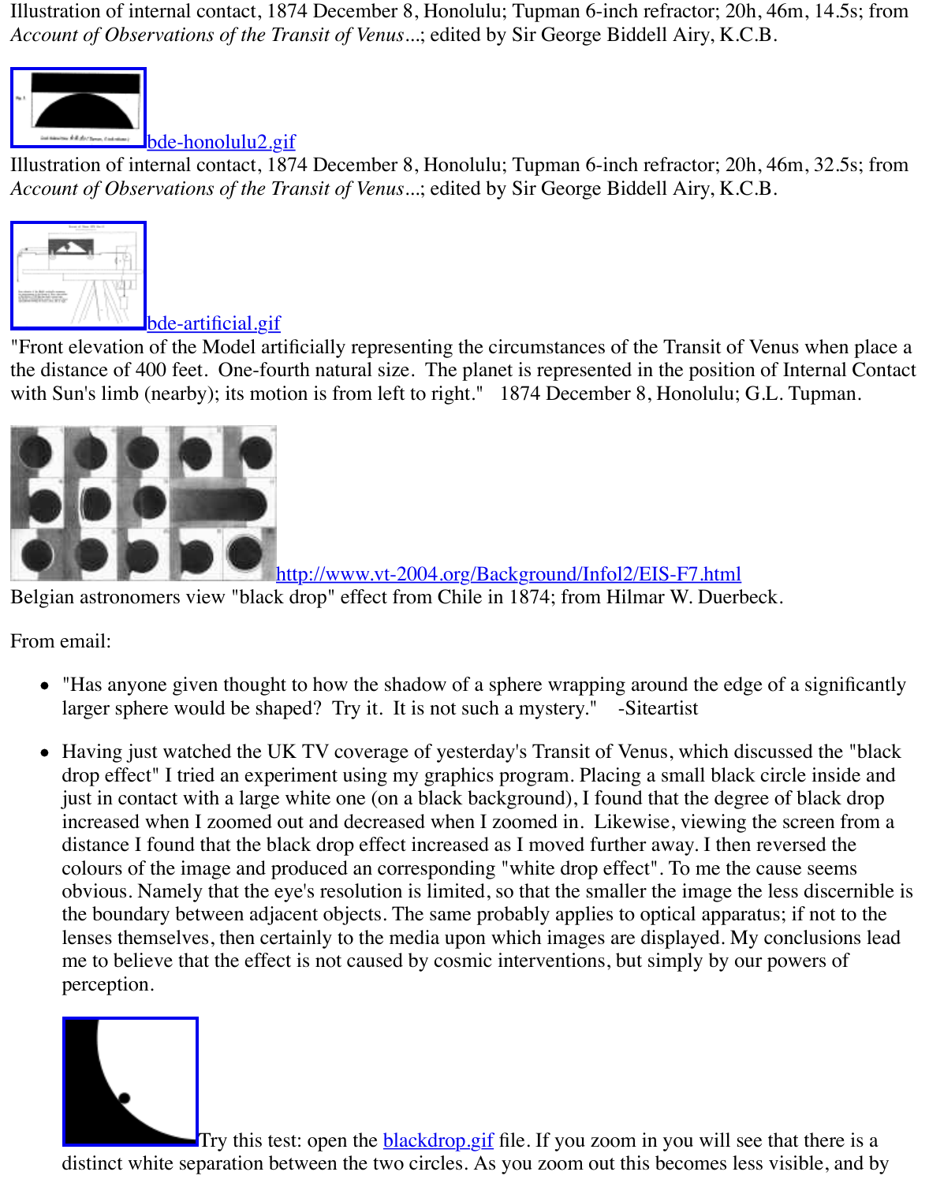Illustration of internal contact, 1874 December 8, Honolulu; Tupman 6-inch refractor; 20h, 46m, 14.5s; from *Account of Observations of the Transit of Venus*...; edited by Sir George Biddell Airy, K.C.B.

bde-honolulu2.gif

Illustration of internal contact, 1874 December 8, Honolulu; Tupman 6-inch refractor; 20h, 46m, 32.5s; from *Account of Observations of the Transit of Venus*...; edited by Sir George Biddell Airy, K.C.B.

bde-artificial.gif

"Front elevation of the Model artificially representing the circumstances of the Transit of Venus when place a the distance of 400 feet. One-fourth natural size. The planet is represented in the position of Internal Contact with Sun's limb (nearby); its motion is from left to right." 1874 December 8, Honolulu; G.L. Tupman.

http://www.vt-2004.org/Background/Infol2/EIS-F7.html

Belgian astronomers view "black drop" effect from Chile in 1874; from Hilmar W. Duerbeck.

From email:

- "Has anyone given thought to how the shadow of a sphere wrapping around the edge of a significantly larger sphere would be shaped? Try it. It is not such a mystery." -Siteartist

- Having just watched the UK TV coverage of yesterday's Transit of Venus, which discussed the "black drop effect" I tried an experiment using my graphics program. Placing a small black circle inside and just in contact with a large white one (on a black background), I found that the degree of black drop increased when I zoomed out and decreased when I zoomed in. Likewise, viewing the screen from a distance I found that the black drop effect increased as I moved further away. I then reversed the colours of the image and produced an corresponding "white drop effect". To me the cause seems obvious. Namely that the eye's resolution is limited, so that the smaller the image the less discernible is the boundary between adjacent objects. The same probably applies to optical apparatus; if not to the lenses themselves, then certainly to the media upon which images are displayed. My conclusions lead me to believe that the effect is not caused by cosmic interventions, but simply by our powers of perception.

  Try this test: open the blackdrop.gif file. If you zoom in you will see that there is a distinct white separation between the two circles. As you zoom out this becomes less visible, and by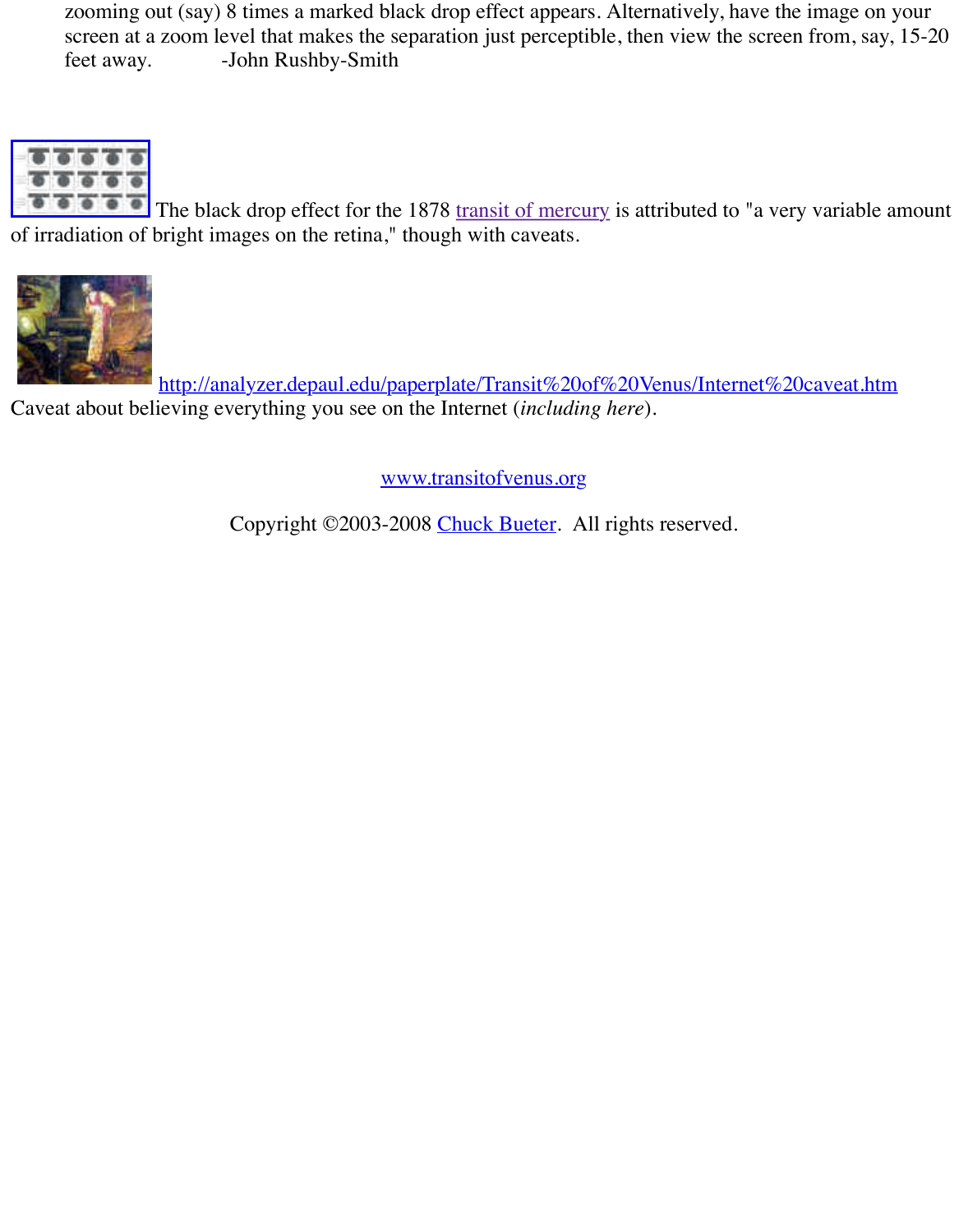zooming out (say) 8 times a marked black drop effect appears. Alternatively, have the image on your screen at a zoom level that makes the separation just perceptible, then view the screen from, say, 15-20 feet away. -John Rushby-Smith

The black drop effect for the 1878 transit of mercury is attributed to "a very variable amount of irradiation of bright images on the retina," though with caveats.

http://analyzer.depaul.edu/paperplate/Transit%20of%20Venus/Internet%20caveat.htm
Caveat about believing everything you see on the Internet (*including here*).

www.transitofvenus.org

Copyright ©2003-2008 Chuck Bueter. All rights reserved.